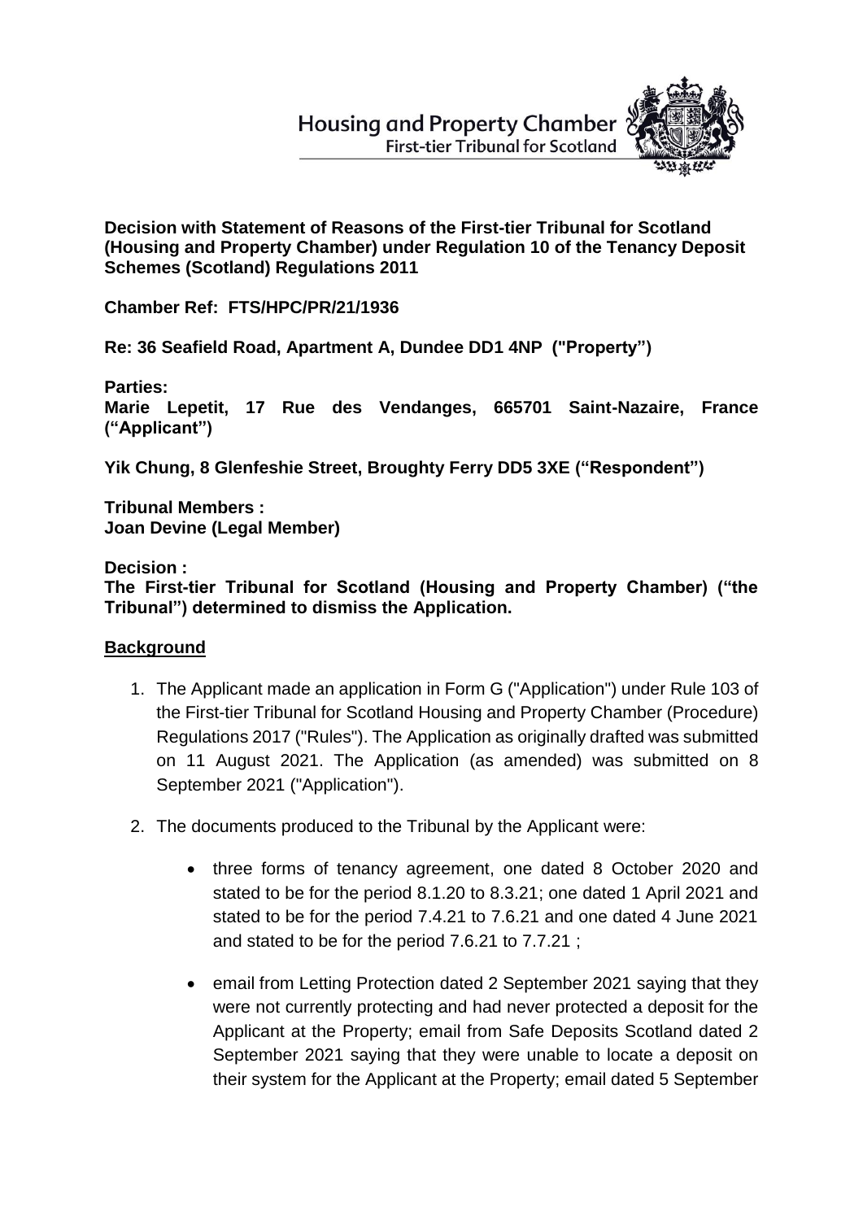Housing and Property Chamber
First-tier Tribunal for Scotland

**Decision with Statement of Reasons of the First-tier Tribunal for Scotland (Housing and Property Chamber) under Regulation 10 of the Tenancy Deposit Schemes (Scotland) Regulations 2011**

**Chamber Ref: FTS/HPC/PR/21/1936**

**Re: 36 Seafield Road, Apartment A, Dundee DD1 4NP ("Property")**

**Parties:**
**Marie Lepetit, 17 Rue des Vendanges, 665701 Saint-Nazaire, France ("Applicant")**

**Yik Chung, 8 Glenfeshie Street, Broughty Ferry DD5 3XE ("Respondent")**

**Tribunal Members :**
**Joan Devine (Legal Member)**

**Decision :**
**The First-tier Tribunal for Scotland (Housing and Property Chamber) ("the Tribunal") determined to dismiss the Application.**

## Background

1. The Applicant made an application in Form G ("Application") under Rule 103 of the First-tier Tribunal for Scotland Housing and Property Chamber (Procedure) Regulations 2017 ("Rules"). The Application as originally drafted was submitted on 11 August 2021. The Application (as amended) was submitted on 8 September 2021 ("Application").

2. The documents produced to the Tribunal by the Applicant were:

   - three forms of tenancy agreement, one dated 8 October 2020 and stated to be for the period 8.1.20 to 8.3.21; one dated 1 April 2021 and stated to be for the period 7.4.21 to 7.6.21 and one dated 4 June 2021 and stated to be for the period 7.6.21 to 7.7.21 ;

   - email from Letting Protection dated 2 September 2021 saying that they were not currently protecting and had never protected a deposit for the Applicant at the Property; email from Safe Deposits Scotland dated 2 September 2021 saying that they were unable to locate a deposit on their system for the Applicant at the Property; email dated 5 September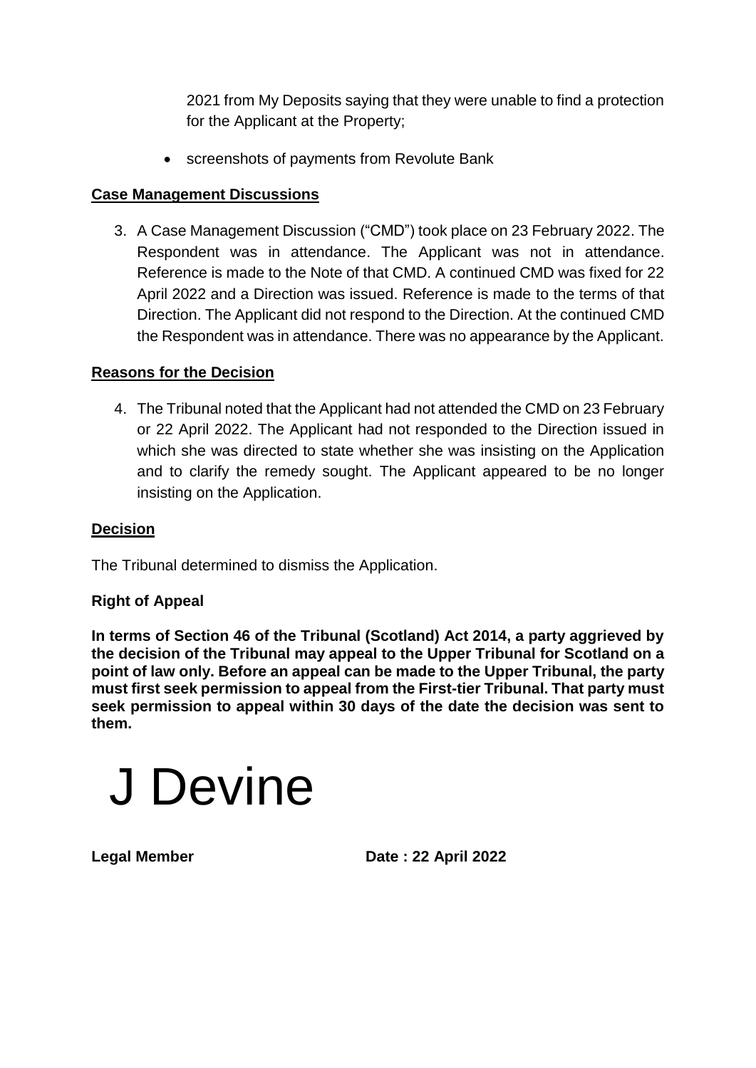2021 from My Deposits saying that they were unable to find a protection for the Applicant at the Property;

- screenshots of payments from Revolute Bank

**Case Management Discussions**

3. A Case Management Discussion ("CMD") took place on 23 February 2022. The Respondent was in attendance. The Applicant was not in attendance. Reference is made to the Note of that CMD. A continued CMD was fixed for 22 April 2022 and a Direction was issued. Reference is made to the terms of that Direction. The Applicant did not respond to the Direction. At the continued CMD the Respondent was in attendance. There was no appearance by the Applicant.

**Reasons for the Decision**

4. The Tribunal noted that the Applicant had not attended the CMD on 23 February or 22 April 2022. The Applicant had not responded to the Direction issued in which she was directed to state whether she was insisting on the Application and to clarify the remedy sought. The Applicant appeared to be no longer insisting on the Application.

**Decision**

The Tribunal determined to dismiss the Application.

**Right of Appeal**

**In terms of Section 46 of the Tribunal (Scotland) Act 2014, a party aggrieved by the decision of the Tribunal may appeal to the Upper Tribunal for Scotland on a point of law only. Before an appeal can be made to the Upper Tribunal, the party must first seek permission to appeal from the First-tier Tribunal. That party must seek permission to appeal within 30 days of the date the decision was sent to them.**

J Devine

**Legal Member** **Date : 22 April 2022**